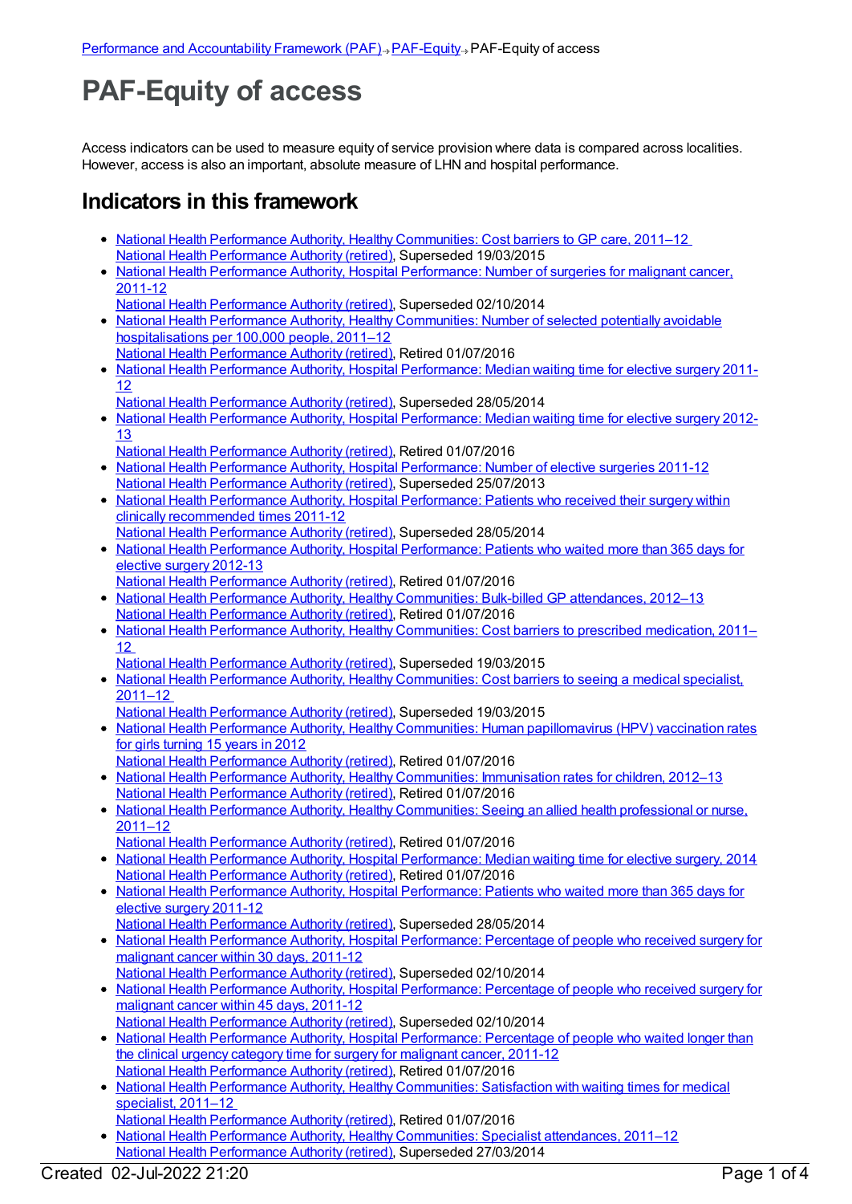[Performance and Accountability Framework (PAF)](#) ⇒ [PAF-Equity](#) ⇒ PAF-Equity of access

# PAF-Equity of access

Access indicators can be used to measure equity of service provision where data is compared across localities. However, access is also an important, absolute measure of LHN and hospital performance.

## Indicators in this framework

- National Health Performance Authority, Healthy Communities: Cost barriers to GP care, 2011–12
  National Health Performance Authority (retired), Superseded 19/03/2015
- National Health Performance Authority, Hospital Performance: Number of surgeries for malignant cancer, 2011-12
  National Health Performance Authority (retired), Superseded 02/10/2014
- National Health Performance Authority, Healthy Communities: Number of selected potentially avoidable hospitalisations per 100,000 people, 2011–12
  National Health Performance Authority (retired), Retired 01/07/2016
- National Health Performance Authority, Hospital Performance: Median waiting time for elective surgery 2011-12
  National Health Performance Authority (retired), Superseded 28/05/2014
- National Health Performance Authority, Hospital Performance: Median waiting time for elective surgery 2012-13
  National Health Performance Authority (retired), Retired 01/07/2016
- National Health Performance Authority, Hospital Performance: Number of elective surgeries 2011-12
  National Health Performance Authority (retired), Superseded 25/07/2013
- National Health Performance Authority, Hospital Performance: Patients who received their surgery within clinically recommended times 2011-12
  National Health Performance Authority (retired), Superseded 28/05/2014
- National Health Performance Authority, Hospital Performance: Patients who waited more than 365 days for elective surgery 2012-13
  National Health Performance Authority (retired), Retired 01/07/2016
- National Health Performance Authority, Healthy Communities: Bulk-billed GP attendances, 2012–13
  National Health Performance Authority (retired), Retired 01/07/2016
- National Health Performance Authority, Healthy Communities: Cost barriers to prescribed medication, 2011–12
  National Health Performance Authority (retired), Superseded 19/03/2015
- National Health Performance Authority, Healthy Communities: Cost barriers to seeing a medical specialist, 2011–12
  National Health Performance Authority (retired), Superseded 19/03/2015
- National Health Performance Authority, Healthy Communities: Human papillomavirus (HPV) vaccination rates for girls turning 15 years in 2012
  National Health Performance Authority (retired), Retired 01/07/2016
- National Health Performance Authority, Healthy Communities: Immunisation rates for children, 2012–13
  National Health Performance Authority (retired), Retired 01/07/2016
- National Health Performance Authority, Healthy Communities: Seeing an allied health professional or nurse, 2011–12
  National Health Performance Authority (retired), Retired 01/07/2016
- National Health Performance Authority, Hospital Performance: Median waiting time for elective surgery, 2014
  National Health Performance Authority (retired), Retired 01/07/2016
- National Health Performance Authority, Hospital Performance: Patients who waited more than 365 days for elective surgery 2011-12
  National Health Performance Authority (retired), Superseded 28/05/2014
- National Health Performance Authority, Hospital Performance: Percentage of people who received surgery for malignant cancer within 30 days, 2011-12
  National Health Performance Authority (retired), Superseded 02/10/2014
- National Health Performance Authority, Hospital Performance: Percentage of people who received surgery for malignant cancer within 45 days, 2011-12
  National Health Performance Authority (retired), Superseded 02/10/2014
- National Health Performance Authority, Hospital Performance: Percentage of people who waited longer than the clinical urgency category time for surgery for malignant cancer, 2011-12
  National Health Performance Authority (retired), Retired 01/07/2016
- National Health Performance Authority, Healthy Communities: Satisfaction with waiting times for medical specialist, 2011–12
  National Health Performance Authority (retired), Retired 01/07/2016
- National Health Performance Authority, Healthy Communities: Specialist attendances, 2011–12
  National Health Performance Authority (retired), Superseded 27/03/2014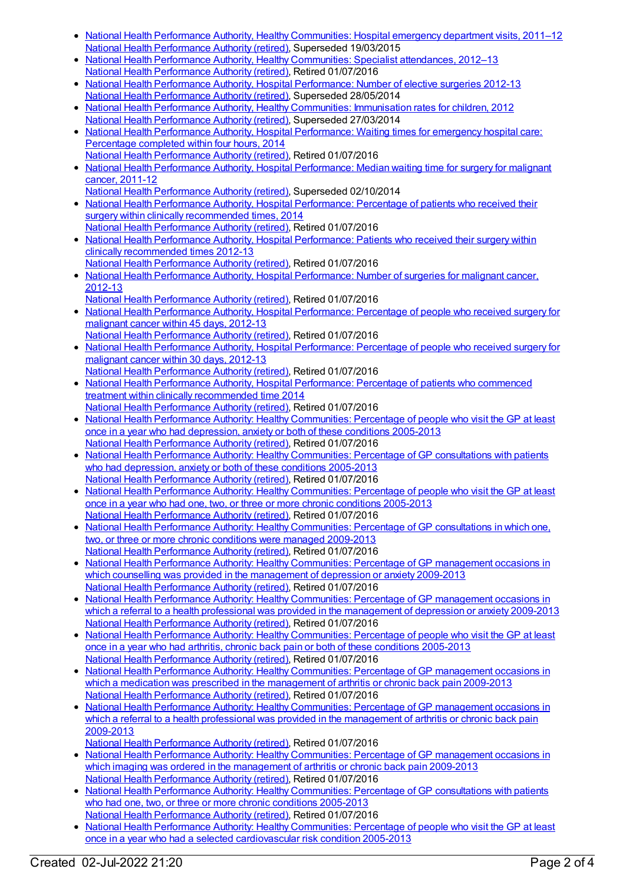- National Health Performance Authority, Healthy Communities: Hospital emergency department visits, 2011–12
  National Health Performance Authority (retired), Superseded 19/03/2015
- National Health Performance Authority, Healthy Communities: Specialist attendances, 2012–13
  National Health Performance Authority (retired), Retired 01/07/2016
- National Health Performance Authority, Hospital Performance: Number of elective surgeries 2012-13
  National Health Performance Authority (retired), Superseded 28/05/2014
- National Health Performance Authority, Healthy Communities: Immunisation rates for children, 2012
  National Health Performance Authority (retired), Superseded 27/03/2014
- National Health Performance Authority, Hospital Performance: Waiting times for emergency hospital care: Percentage completed within four hours, 2014
  National Health Performance Authority (retired), Retired 01/07/2016
- National Health Performance Authority, Hospital Performance: Median waiting time for surgery for malignant cancer, 2011-12
  National Health Performance Authority (retired), Superseded 02/10/2014
- National Health Performance Authority, Hospital Performance: Percentage of patients who received their surgery within clinically recommended times, 2014
  National Health Performance Authority (retired), Retired 01/07/2016
- National Health Performance Authority, Hospital Performance: Patients who received their surgery within clinically recommended times 2012-13
  National Health Performance Authority (retired), Retired 01/07/2016
- National Health Performance Authority, Hospital Performance: Number of surgeries for malignant cancer, 2012-13
  National Health Performance Authority (retired), Retired 01/07/2016
- National Health Performance Authority, Hospital Performance: Percentage of people who received surgery for malignant cancer within 45 days, 2012-13
  National Health Performance Authority (retired), Retired 01/07/2016
- National Health Performance Authority, Hospital Performance: Percentage of people who received surgery for malignant cancer within 30 days, 2012-13
  National Health Performance Authority (retired), Retired 01/07/2016
- National Health Performance Authority, Hospital Performance: Percentage of patients who commenced treatment within clinically recommended time 2014
  National Health Performance Authority (retired), Retired 01/07/2016
- National Health Performance Authority: Healthy Communities: Percentage of people who visit the GP at least once in a year who had depression, anxiety or both of these conditions 2005-2013
  National Health Performance Authority (retired), Retired 01/07/2016
- National Health Performance Authority: Healthy Communities: Percentage of GP consultations with patients who had depression, anxiety or both of these conditions 2005-2013
  National Health Performance Authority (retired), Retired 01/07/2016
- National Health Performance Authority: Healthy Communities: Percentage of people who visit the GP at least once in a year who had one, two, or three or more chronic conditions 2005-2013
  National Health Performance Authority (retired), Retired 01/07/2016
- National Health Performance Authority: Healthy Communities: Percentage of GP consultations in which one, two, or three or more chronic conditions were managed 2009-2013
  National Health Performance Authority (retired), Retired 01/07/2016
- National Health Performance Authority: Healthy Communities: Percentage of GP management occasions in which counselling was provided in the management of depression or anxiety 2009-2013
  National Health Performance Authority (retired), Retired 01/07/2016
- National Health Performance Authority: Healthy Communities: Percentage of GP management occasions in which a referral to a health professional was provided in the management of depression or anxiety 2009-2013
  National Health Performance Authority (retired), Retired 01/07/2016
- National Health Performance Authority: Healthy Communities: Percentage of people who visit the GP at least once in a year who had arthritis, chronic back pain or both of these conditions 2005-2013
  National Health Performance Authority (retired), Retired 01/07/2016
- National Health Performance Authority: Healthy Communities: Percentage of GP management occasions in which a medication was prescribed in the management of arthritis or chronic back pain 2009-2013
  National Health Performance Authority (retired), Retired 01/07/2016
- National Health Performance Authority: Healthy Communities: Percentage of GP management occasions in which a referral to a health professional was provided in the management of arthritis or chronic back pain 2009-2013
  National Health Performance Authority (retired), Retired 01/07/2016
- National Health Performance Authority: Healthy Communities: Percentage of GP management occasions in which imaging was ordered in the management of arthritis or chronic back pain 2009-2013
  National Health Performance Authority (retired), Retired 01/07/2016
- National Health Performance Authority: Healthy Communities: Percentage of GP consultations with patients who had one, two, or three or more chronic conditions 2005-2013
  National Health Performance Authority (retired), Retired 01/07/2016
- National Health Performance Authority: Healthy Communities: Percentage of people who visit the GP at least once in a year who had a selected cardiovascular risk condition 2005-2013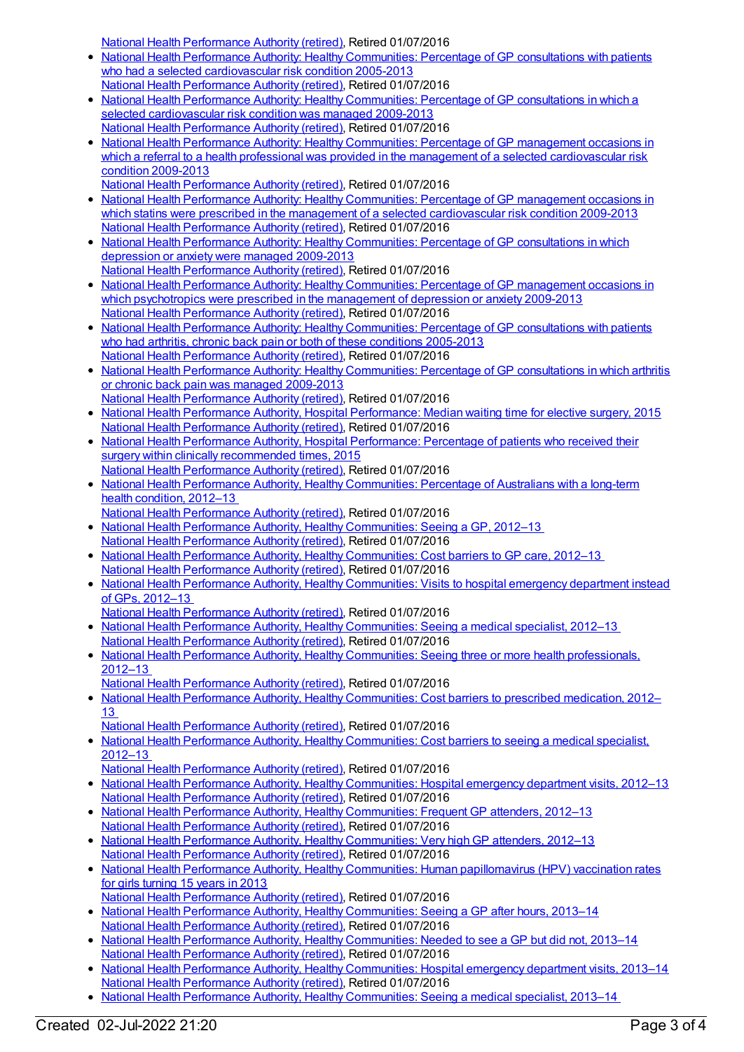National Health Performance Authority (retired), Retired 01/07/2016

- National Health Performance Authority: Healthy Communities: Percentage of GP consultations with patients who had a selected cardiovascular risk condition 2005-2013
National Health Performance Authority (retired), Retired 01/07/2016
- National Health Performance Authority: Healthy Communities: Percentage of GP consultations in which a selected cardiovascular risk condition was managed 2009-2013
National Health Performance Authority (retired), Retired 01/07/2016
- National Health Performance Authority: Healthy Communities: Percentage of GP management occasions in which a referral to a health professional was provided in the management of a selected cardiovascular risk condition 2009-2013
National Health Performance Authority (retired), Retired 01/07/2016
- National Health Performance Authority: Healthy Communities: Percentage of GP management occasions in which statins were prescribed in the management of a selected cardiovascular risk condition 2009-2013
National Health Performance Authority (retired), Retired 01/07/2016
- National Health Performance Authority: Healthy Communities: Percentage of GP consultations in which depression or anxiety were managed 2009-2013
National Health Performance Authority (retired), Retired 01/07/2016
- National Health Performance Authority: Healthy Communities: Percentage of GP management occasions in which psychotropics were prescribed in the management of depression or anxiety 2009-2013
National Health Performance Authority (retired), Retired 01/07/2016
- National Health Performance Authority: Healthy Communities: Percentage of GP consultations with patients who had arthritis, chronic back pain or both of these conditions 2005-2013
National Health Performance Authority (retired), Retired 01/07/2016
- National Health Performance Authority: Healthy Communities: Percentage of GP consultations in which arthritis or chronic back pain was managed 2009-2013
National Health Performance Authority (retired), Retired 01/07/2016
- National Health Performance Authority, Hospital Performance: Median waiting time for elective surgery, 2015
National Health Performance Authority (retired), Retired 01/07/2016
- National Health Performance Authority, Hospital Performance: Percentage of patients who received their surgery within clinically recommended times, 2015
National Health Performance Authority (retired), Retired 01/07/2016
- National Health Performance Authority, Healthy Communities: Percentage of Australians with a long-term health condition, 2012–13
National Health Performance Authority (retired), Retired 01/07/2016
- National Health Performance Authority, Healthy Communities: Seeing a GP, 2012–13
National Health Performance Authority (retired), Retired 01/07/2016
- National Health Performance Authority, Healthy Communities: Cost barriers to GP care, 2012–13
National Health Performance Authority (retired), Retired 01/07/2016
- National Health Performance Authority, Healthy Communities: Visits to hospital emergency department instead of GPs, 2012–13
National Health Performance Authority (retired), Retired 01/07/2016
- National Health Performance Authority, Healthy Communities: Seeing a medical specialist, 2012–13
National Health Performance Authority (retired), Retired 01/07/2016
- National Health Performance Authority, Healthy Communities: Seeing three or more health professionals, 2012–13
National Health Performance Authority (retired), Retired 01/07/2016
- National Health Performance Authority, Healthy Communities: Cost barriers to prescribed medication, 2012–13
National Health Performance Authority (retired), Retired 01/07/2016
- National Health Performance Authority, Healthy Communities: Cost barriers to seeing a medical specialist, 2012–13
National Health Performance Authority (retired), Retired 01/07/2016
- National Health Performance Authority, Healthy Communities: Hospital emergency department visits, 2012–13
National Health Performance Authority (retired), Retired 01/07/2016
- National Health Performance Authority, Healthy Communities: Frequent GP attenders, 2012–13
National Health Performance Authority (retired), Retired 01/07/2016
- National Health Performance Authority, Healthy Communities: Very high GP attenders, 2012–13
National Health Performance Authority (retired), Retired 01/07/2016
- National Health Performance Authority, Healthy Communities: Human papillomavirus (HPV) vaccination rates for girls turning 15 years in 2013
National Health Performance Authority (retired), Retired 01/07/2016
- National Health Performance Authority, Healthy Communities: Seeing a GP after hours, 2013–14
National Health Performance Authority (retired), Retired 01/07/2016
- National Health Performance Authority, Healthy Communities: Needed to see a GP but did not, 2013–14
National Health Performance Authority (retired), Retired 01/07/2016
- National Health Performance Authority, Healthy Communities: Hospital emergency department visits, 2013–14
National Health Performance Authority (retired), Retired 01/07/2016
- National Health Performance Authority, Healthy Communities: Seeing a medical specialist, 2013–14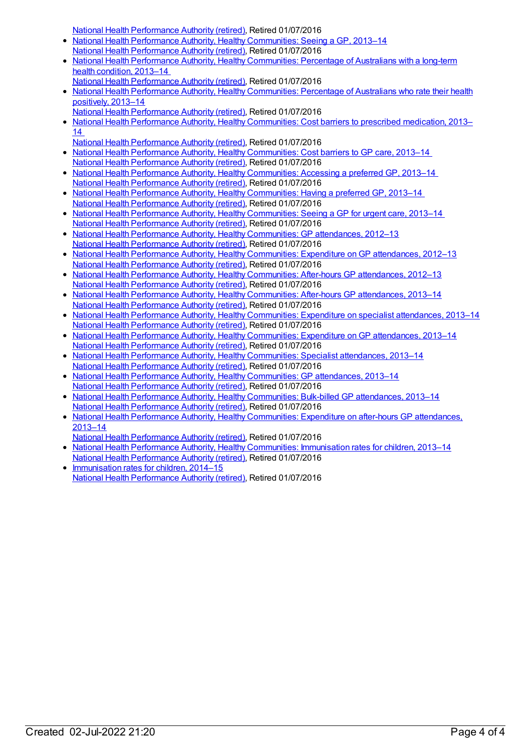National Health Performance Authority (retired), Retired 01/07/2016

- National Health Performance Authority, Healthy Communities: Seeing a GP, 2013–14
  National Health Performance Authority (retired), Retired 01/07/2016
- National Health Performance Authority, Healthy Communities: Percentage of Australians with a long-term health condition, 2013–14
  National Health Performance Authority (retired), Retired 01/07/2016
- National Health Performance Authority, Healthy Communities: Percentage of Australians who rate their health positively, 2013–14
  National Health Performance Authority (retired), Retired 01/07/2016
- National Health Performance Authority, Healthy Communities: Cost barriers to prescribed medication, 2013–14
  National Health Performance Authority (retired), Retired 01/07/2016
- National Health Performance Authority, Healthy Communities: Cost barriers to GP care, 2013–14
  National Health Performance Authority (retired), Retired 01/07/2016
- National Health Performance Authority, Healthy Communities: Accessing a preferred GP, 2013–14
  National Health Performance Authority (retired), Retired 01/07/2016
- National Health Performance Authority, Healthy Communities: Having a preferred GP, 2013–14
  National Health Performance Authority (retired), Retired 01/07/2016
- National Health Performance Authority, Healthy Communities: Seeing a GP for urgent care, 2013–14
  National Health Performance Authority (retired), Retired 01/07/2016
- National Health Performance Authority, Healthy Communities: GP attendances, 2012–13
  National Health Performance Authority (retired), Retired 01/07/2016
- National Health Performance Authority, Healthy Communities: Expenditure on GP attendances, 2012–13
  National Health Performance Authority (retired), Retired 01/07/2016
- National Health Performance Authority, Healthy Communities: After-hours GP attendances, 2012–13
  National Health Performance Authority (retired), Retired 01/07/2016
- National Health Performance Authority, Healthy Communities: After-hours GP attendances, 2013–14
  National Health Performance Authority (retired), Retired 01/07/2016
- National Health Performance Authority, Healthy Communities: Expenditure on specialist attendances, 2013–14
  National Health Performance Authority (retired), Retired 01/07/2016
- National Health Performance Authority, Healthy Communities: Expenditure on GP attendances, 2013–14
  National Health Performance Authority (retired), Retired 01/07/2016
- National Health Performance Authority, Healthy Communities: Specialist attendances, 2013–14
  National Health Performance Authority (retired), Retired 01/07/2016
- National Health Performance Authority, Healthy Communities: GP attendances, 2013–14
  National Health Performance Authority (retired), Retired 01/07/2016
- National Health Performance Authority, Healthy Communities: Bulk-billed GP attendances, 2013–14
  National Health Performance Authority (retired), Retired 01/07/2016
- National Health Performance Authority, Healthy Communities: Expenditure on after-hours GP attendances, 2013–14
  National Health Performance Authority (retired), Retired 01/07/2016
- National Health Performance Authority, Healthy Communities: Immunisation rates for children, 2013–14
  National Health Performance Authority (retired), Retired 01/07/2016
- Immunisation rates for children, 2014–15
  National Health Performance Authority (retired), Retired 01/07/2016